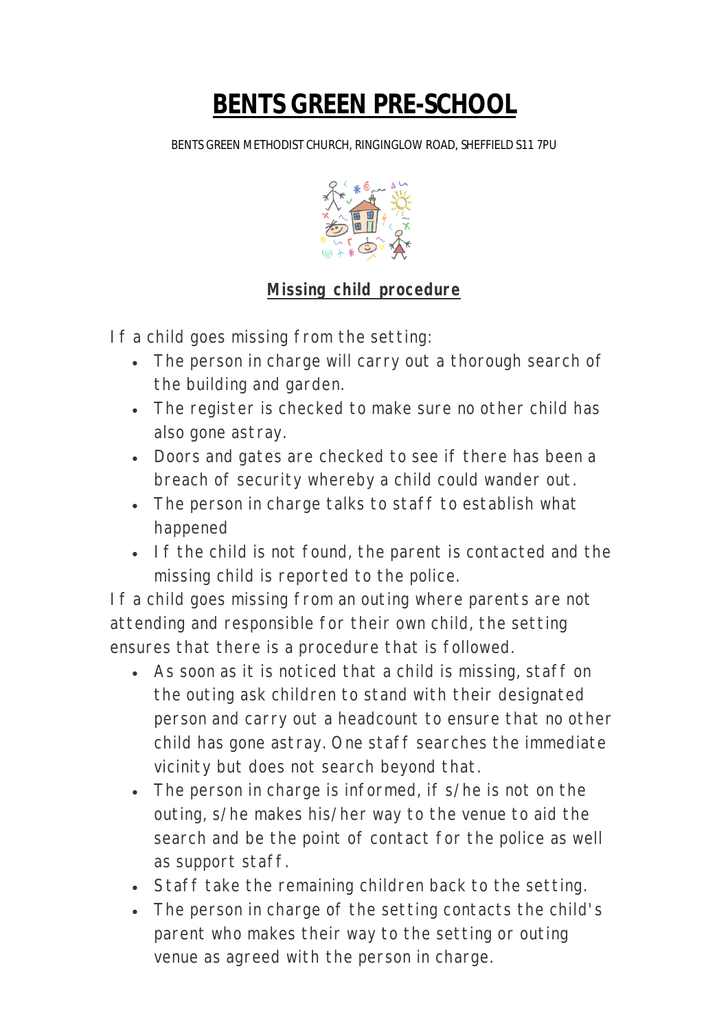# BENTS GREEN PRE-SCHOOL

BENTS GREEN METHODIST CHURCH, RINGINGLOW ROAD, SHEFFIELD S11 7PU

## Missing child procedure

If a child goes missing from the setting:

- The person in charge will carry out a thorough search of the building and garden.
- The register is checked to make sure no other child has also gone astray.
- Doors and gates are checked to see if there has been a breach of security whereby a child could wander out.
- The person in charge talks to staff to establish what happened
- If the child is not found, the parent is contacted and the missing child is reported to the police.

If a child goes missing from an outing where parents are not attending and responsible for their own child, the setting ensures that there is a procedure that is followed.

- As soon as it is noticed that a child is missing, staff on the outing ask children to stand with their designated person and carry out a headcount to ensure that no other child has gone astray. One staff searches the immediate vicinity but does not search beyond that.
- The person in charge is informed, if s/he is not on the outing, s/he makes his/her way to the venue to aid the search and be the point of contact for the police as well as support staff.
- Staff take the remaining children back to the setting.
- The person in charge of the setting contacts the child's parent who makes their way to the setting or outing venue as agreed with the person in charge.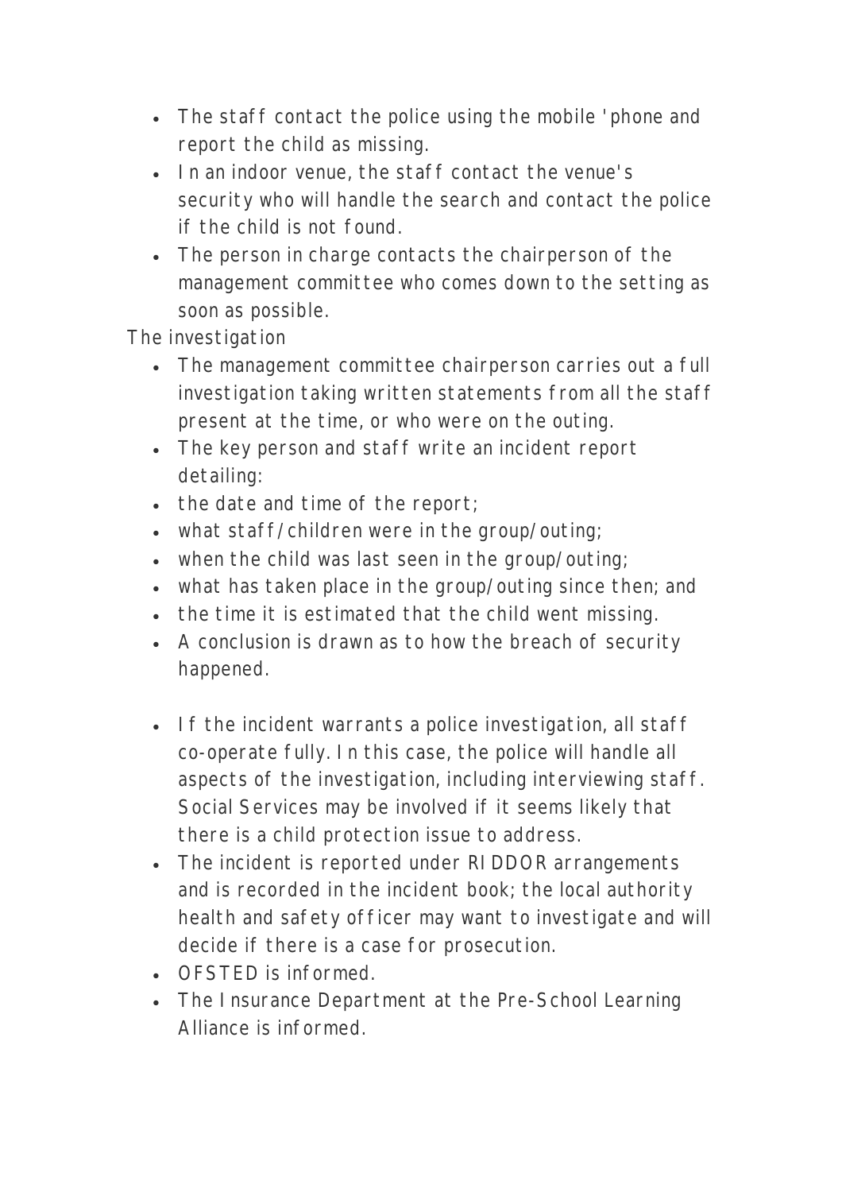- The staff contact the police using the mobile 'phone and report the child as missing.
- In an indoor venue, the staff contact the venue's security who will handle the search and contact the police if the child is not found.
- The person in charge contacts the chairperson of the management committee who comes down to the setting as soon as possible.

The investigation

- The management committee chairperson carries out a full investigation taking written statements from all the staff present at the time, or who were on the outing.
- The key person and staff write an incident report detailing:
- the date and time of the report;
- what staff/children were in the group/outing;
- when the child was last seen in the group/outing;
- what has taken place in the group/outing since then; and
- the time it is estimated that the child went missing.
- A conclusion is drawn as to how the breach of security happened.

- If the incident warrants a police investigation, all staff co-operate fully. In this case, the police will handle all aspects of the investigation, including interviewing staff. Social Services may be involved if it seems likely that there is a child protection issue to address.
- The incident is reported under RIDDOR arrangements and is recorded in the incident book; the local authority health and safety officer may want to investigate and will decide if there is a case for prosecution.
- OFSTED is informed.
- The Insurance Department at the Pre-School Learning Alliance is informed.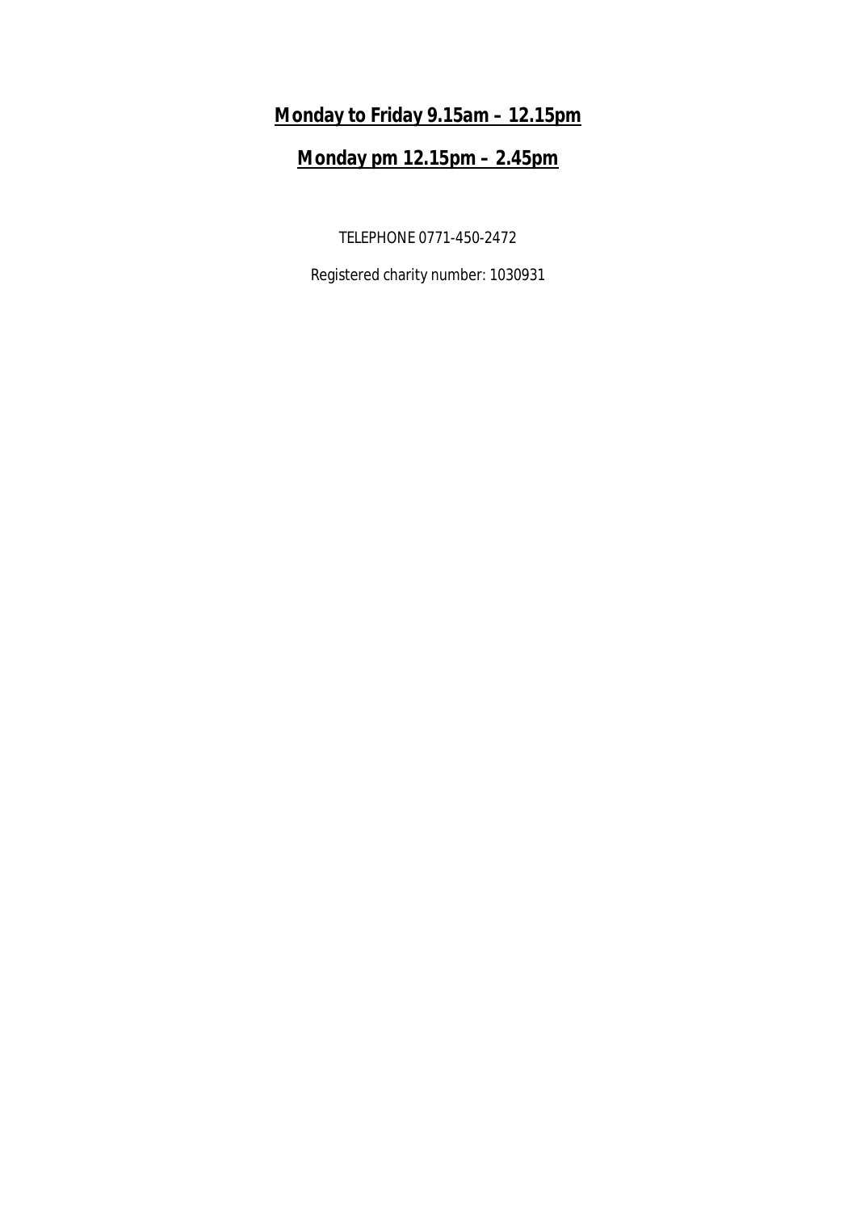**<u>Monday to Friday 9.15am – 12.15pm</u>**

**<u>Monday pm 12.15pm – 2.45pm</u>**

TELEPHONE 0771-450-2472

Registered charity number: 1030931